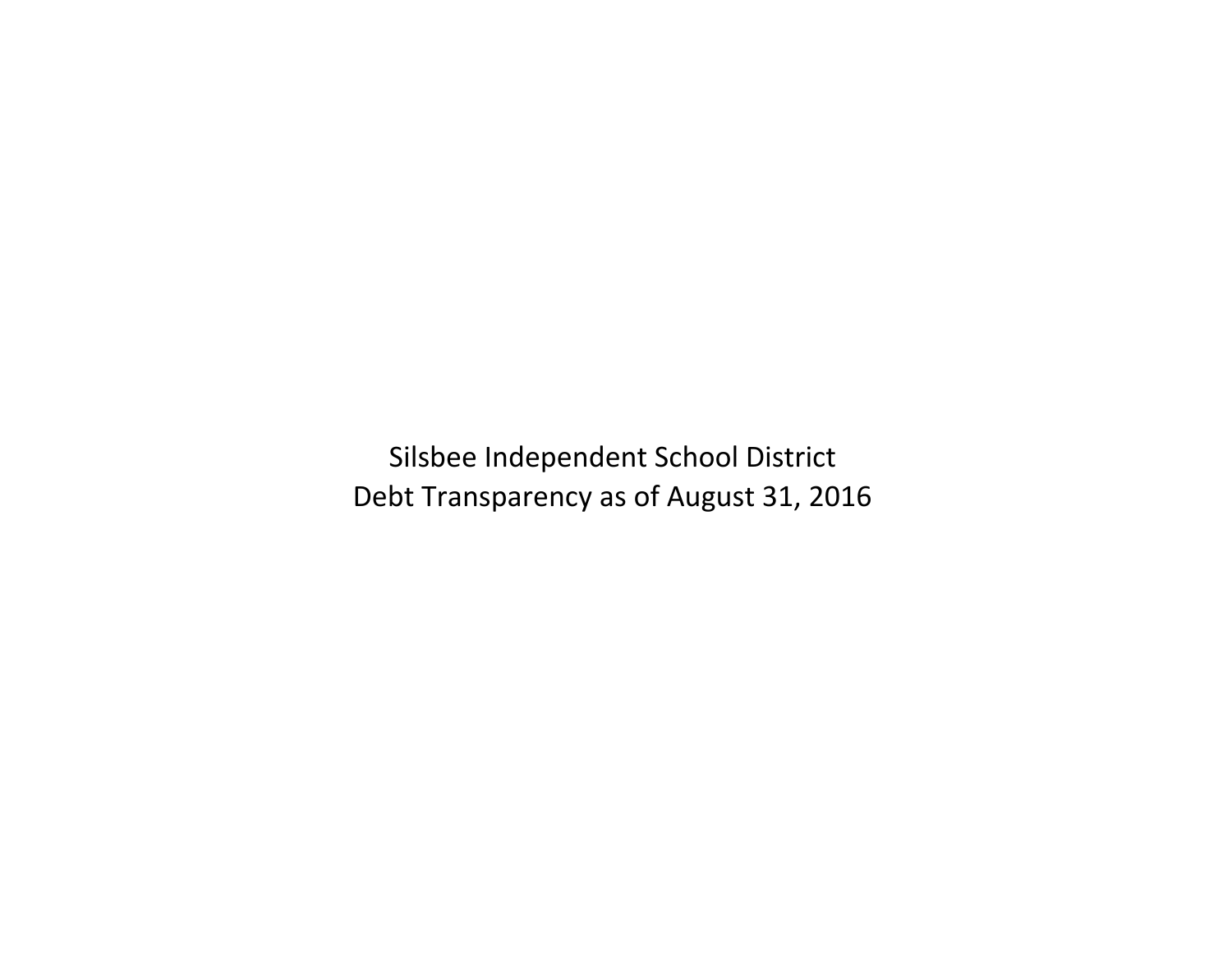# Silsbee Independent School District
## Debt Transparency as of August 31, 2016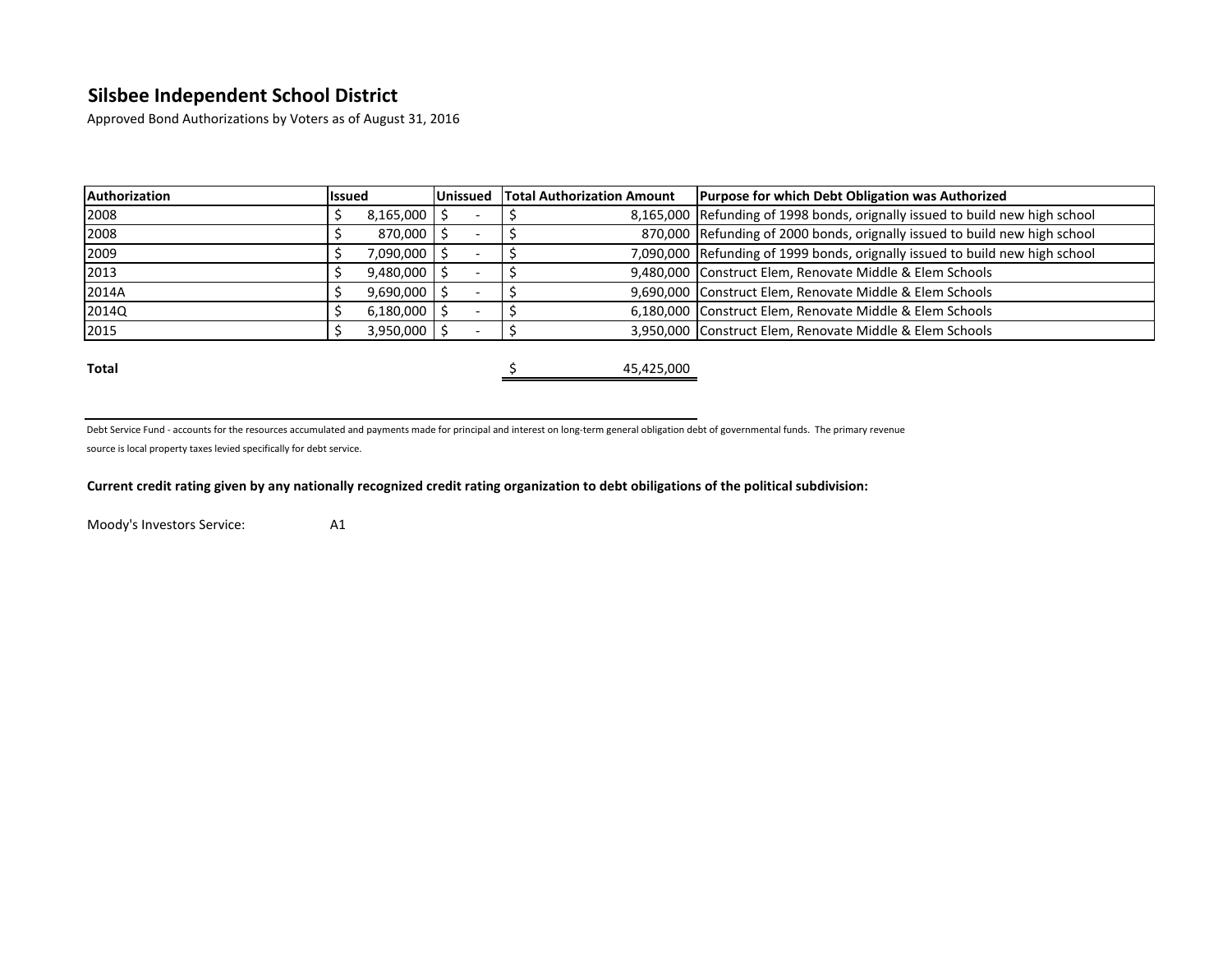## Silsbee Independent School District

Approved Bond Authorizations by Voters as of August 31, 2016

| Authorization | Issued | Unissued | Total Authorization Amount | Purpose for which Debt Obligation was Authorized |
|---|---|---|---|---|
| 2008 | $ 8,165,000 | $ - | $ 8,165,000 | Refunding of 1998 bonds, orignally issued to build new high school |
| 2008 | $ 870,000 | $ - | $ 870,000 | Refunding of 2000 bonds, orignally issued to build new high school |
| 2009 | $ 7,090,000 | $ - | $ 7,090,000 | Refunding of 1999 bonds, orignally issued to build new high school |
| 2013 | $ 9,480,000 | $ - | $ 9,480,000 | Construct Elem, Renovate Middle & Elem Schools |
| 2014A | $ 9,690,000 | $ - | $ 9,690,000 | Construct Elem, Renovate Middle & Elem Schools |
| 2014Q | $ 6,180,000 | $ - | $ 6,180,000 | Construct Elem, Renovate Middle & Elem Schools |
| 2015 | $ 3,950,000 | $ - | $ 3,950,000 | Construct Elem, Renovate Middle & Elem Schools |
| **Total** | | | $ 45,425,000 | |

Debt Service Fund - accounts for the resources accumulated and payments made for principal and interest on long-term general obligation debt of governmental funds. The primary revenue source is local property taxes levied specifically for debt service.

**Current credit rating given by any nationally recognized credit rating organization to debt obiligations of the political subdivision:**

Moody's Investors Service: A1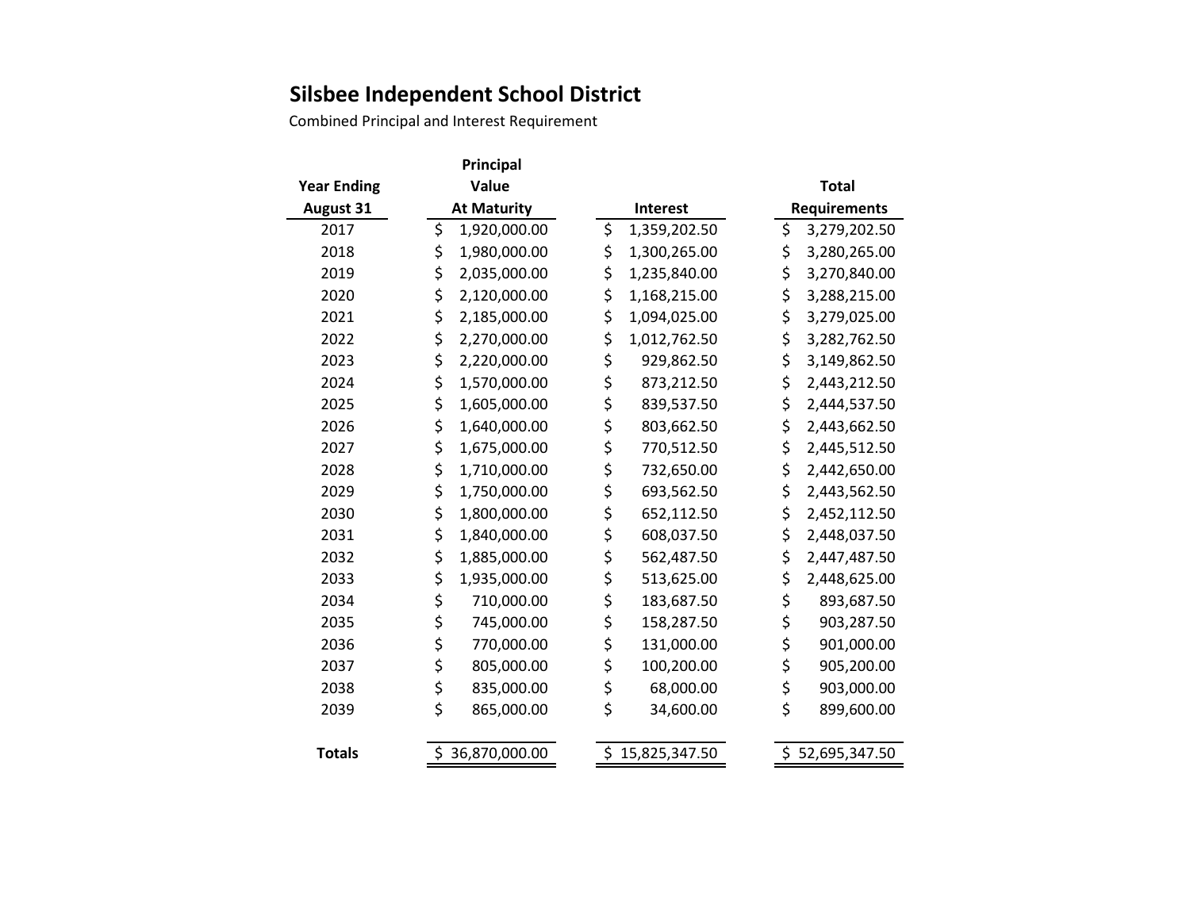# Silsbee Independent School District

Combined Principal and Interest Requirement

| Year Ending August 31 | Principal Value At Maturity | Interest | Total Requirements |
|---|---|---|---|
| 2017 | $ 1,920,000.00 | $ 1,359,202.50 | $ 3,279,202.50 |
| 2018 | $ 1,980,000.00 | $ 1,300,265.00 | $ 3,280,265.00 |
| 2019 | $ 2,035,000.00 | $ 1,235,840.00 | $ 3,270,840.00 |
| 2020 | $ 2,120,000.00 | $ 1,168,215.00 | $ 3,288,215.00 |
| 2021 | $ 2,185,000.00 | $ 1,094,025.00 | $ 3,279,025.00 |
| 2022 | $ 2,270,000.00 | $ 1,012,762.50 | $ 3,282,762.50 |
| 2023 | $ 2,220,000.00 | $ 929,862.50 | $ 3,149,862.50 |
| 2024 | $ 1,570,000.00 | $ 873,212.50 | $ 2,443,212.50 |
| 2025 | $ 1,605,000.00 | $ 839,537.50 | $ 2,444,537.50 |
| 2026 | $ 1,640,000.00 | $ 803,662.50 | $ 2,443,662.50 |
| 2027 | $ 1,675,000.00 | $ 770,512.50 | $ 2,445,512.50 |
| 2028 | $ 1,710,000.00 | $ 732,650.00 | $ 2,442,650.00 |
| 2029 | $ 1,750,000.00 | $ 693,562.50 | $ 2,443,562.50 |
| 2030 | $ 1,800,000.00 | $ 652,112.50 | $ 2,452,112.50 |
| 2031 | $ 1,840,000.00 | $ 608,037.50 | $ 2,448,037.50 |
| 2032 | $ 1,885,000.00 | $ 562,487.50 | $ 2,447,487.50 |
| 2033 | $ 1,935,000.00 | $ 513,625.00 | $ 2,448,625.00 |
| 2034 | $ 710,000.00 | $ 183,687.50 | $ 893,687.50 |
| 2035 | $ 745,000.00 | $ 158,287.50 | $ 903,287.50 |
| 2036 | $ 770,000.00 | $ 131,000.00 | $ 901,000.00 |
| 2037 | $ 805,000.00 | $ 100,200.00 | $ 905,200.00 |
| 2038 | $ 835,000.00 | $ 68,000.00 | $ 903,000.00 |
| 2039 | $ 865,000.00 | $ 34,600.00 | $ 899,600.00 |
| **Totals** | $ 36,870,000.00 | $ 15,825,347.50 | $ 52,695,347.50 |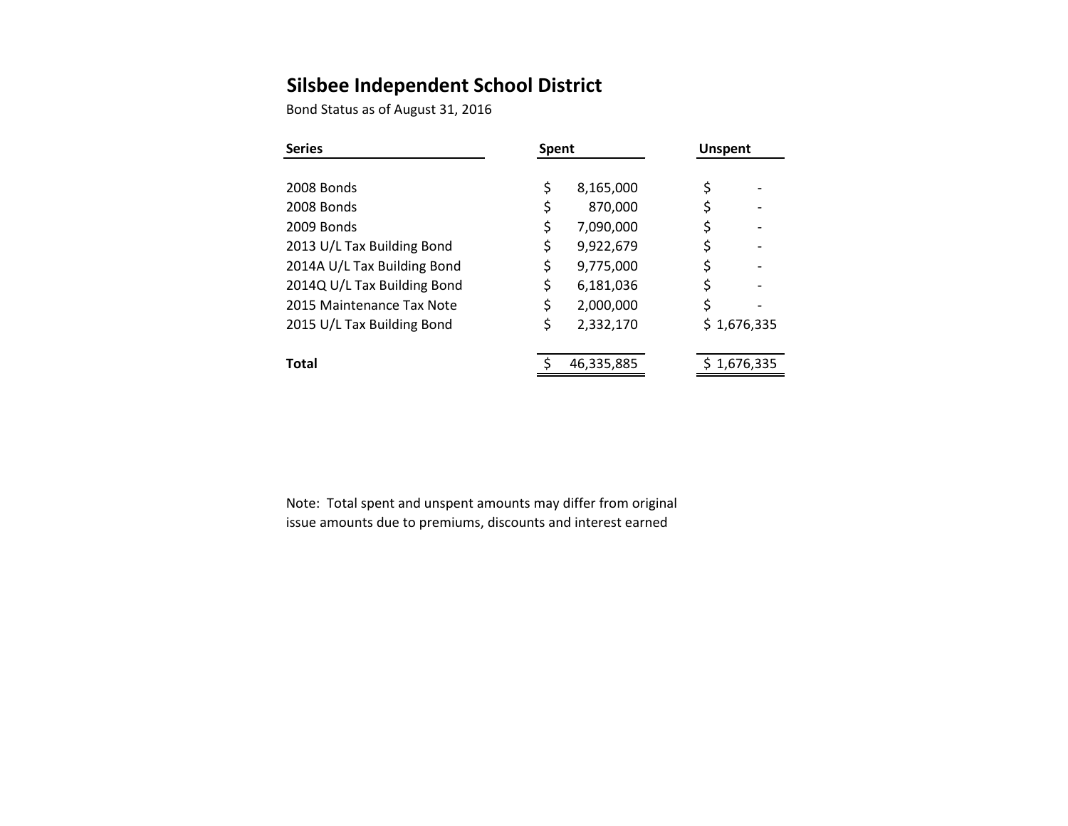## Silsbee Independent School District

Bond Status as of August 31, 2016

| Series | Spent | Unspent |
|---|---|---|
| 2008 Bonds | $ 8,165,000 | $ - |
| 2008 Bonds | $ 870,000 | $ - |
| 2009 Bonds | $ 7,090,000 | $ - |
| 2013 U/L Tax Building Bond | $ 9,922,679 | $ - |
| 2014A U/L Tax Building Bond | $ 9,775,000 | $ - |
| 2014Q U/L Tax Building Bond | $ 6,181,036 | $ - |
| 2015 Maintenance Tax Note | $ 2,000,000 | $ - |
| 2015 U/L Tax Building Bond | $ 2,332,170 | $ 1,676,335 |
| **Total** | $ 46,335,885 | $ 1,676,335 |

Note: Total spent and unspent amounts may differ from original issue amounts due to premiums, discounts and interest earned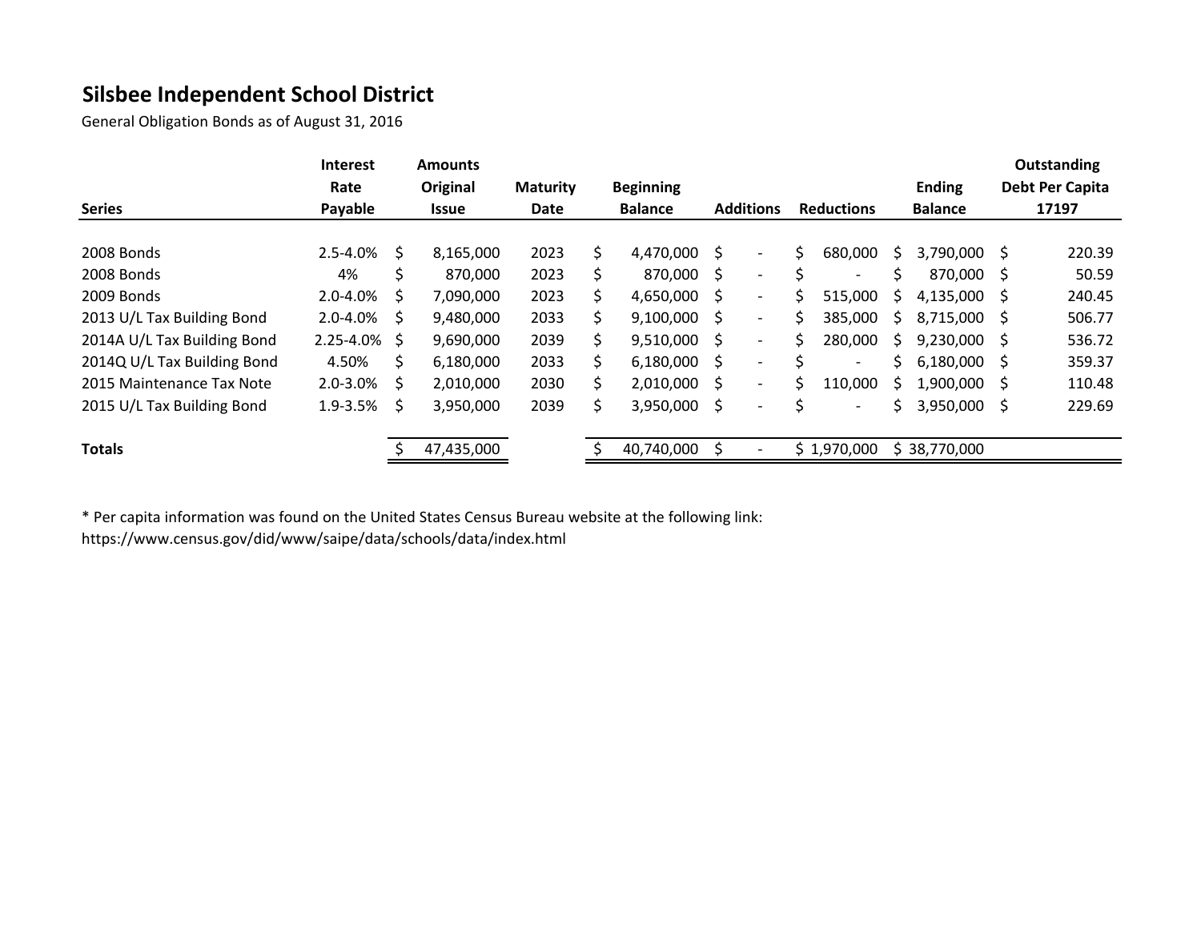## Silsbee Independent School District

General Obligation Bonds as of August 31, 2016

| Series | Interest Rate Payable | Amounts Original Issue | Maturity Date | Beginning Balance | Additions | Reductions | Ending Balance | Outstanding Debt Per Capita 17197 |
|---|---|---|---|---|---|---|---|---|
| 2008 Bonds | 2.5-4.0% | $ 8,165,000 | 2023 | $ 4,470,000 | $ - | $ 680,000 | $ 3,790,000 | $ 220.39 |
| 2008 Bonds | 4% | $ 870,000 | 2023 | $ 870,000 | $ - | $ - | $ 870,000 | $ 50.59 |
| 2009 Bonds | 2.0-4.0% | $ 7,090,000 | 2023 | $ 4,650,000 | $ - | $ 515,000 | $ 4,135,000 | $ 240.45 |
| 2013 U/L Tax Building Bond | 2.0-4.0% | $ 9,480,000 | 2033 | $ 9,100,000 | $ - | $ 385,000 | $ 8,715,000 | $ 506.77 |
| 2014A U/L Tax Building Bond | 2.25-4.0% | $ 9,690,000 | 2039 | $ 9,510,000 | $ - | $ 280,000 | $ 9,230,000 | $ 536.72 |
| 2014Q U/L Tax Building Bond | 4.50% | $ 6,180,000 | 2033 | $ 6,180,000 | $ - | $ - | $ 6,180,000 | $ 359.37 |
| 2015 Maintenance Tax Note | 2.0-3.0% | $ 2,010,000 | 2030 | $ 2,010,000 | $ - | $ 110,000 | $ 1,900,000 | $ 110.48 |
| 2015 U/L Tax Building Bond | 1.9-3.5% | $ 3,950,000 | 2039 | $ 3,950,000 | $ - | $ - | $ 3,950,000 | $ 229.69 |
| **Totals** | | $ 47,435,000 | | $ 40,740,000 | $ - | $ 1,970,000 | $ 38,770,000 | |

* Per capita information was found on the United States Census Bureau website at the following link:
https://www.census.gov/did/www/saipe/data/schools/data/index.html